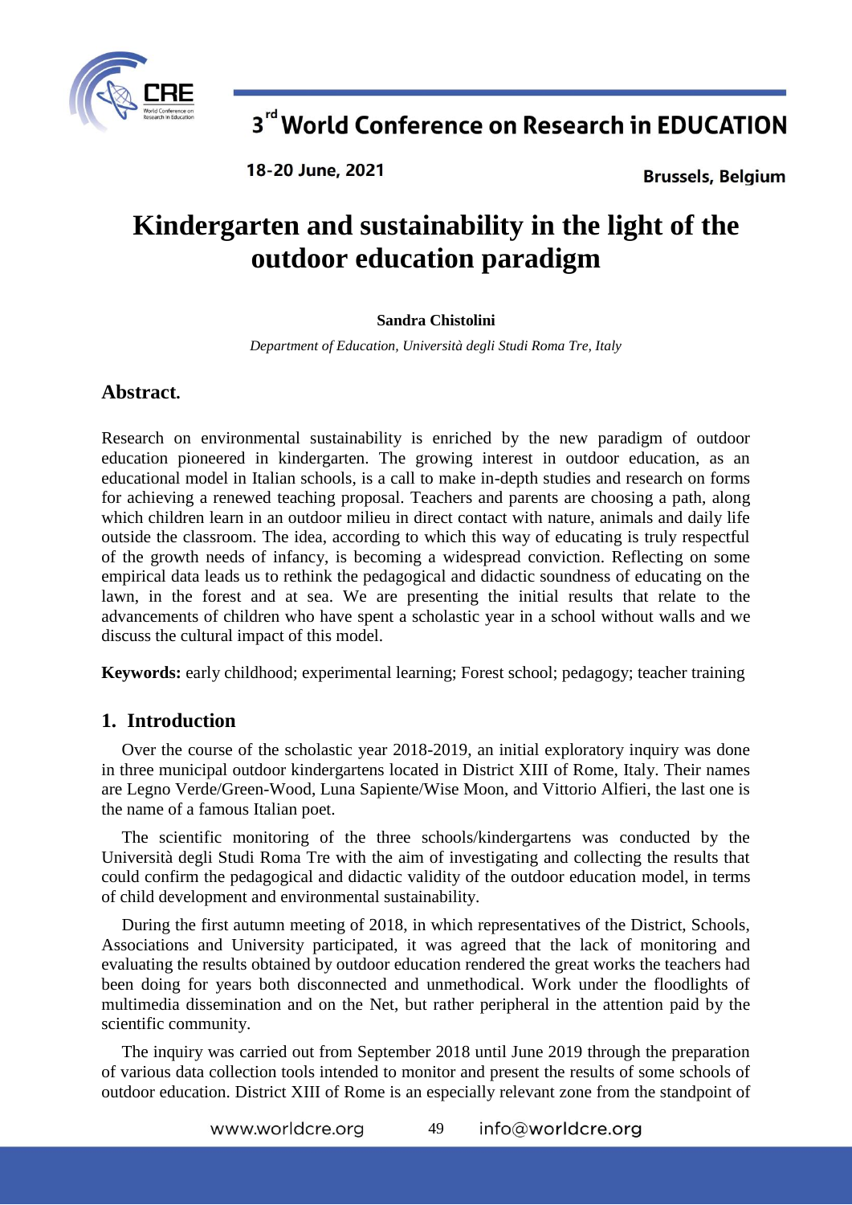# Kindergarten and sustainability in the light of the outdoor education paradigm

**Sandra Chistolini**

*Department of Education, Università degli Studi Roma Tre, Italy*

## Abstract.

Research on environmental sustainability is enriched by the new paradigm of outdoor education pioneered in kindergarten. The growing interest in outdoor education, as an educational model in Italian schools, is a call to make in-depth studies and research on forms for achieving a renewed teaching proposal. Teachers and parents are choosing a path, along which children learn in an outdoor milieu in direct contact with nature, animals and daily life outside the classroom. The idea, according to which this way of educating is truly respectful of the growth needs of infancy, is becoming a widespread conviction. Reflecting on some empirical data leads us to rethink the pedagogical and didactic soundness of educating on the lawn, in the forest and at sea. We are presenting the initial results that relate to the advancements of children who have spent a scholastic year in a school without walls and we discuss the cultural impact of this model.

**Keywords:** early childhood; experimental learning; Forest school; pedagogy; teacher training

## 1. Introduction

Over the course of the scholastic year 2018-2019, an initial exploratory inquiry was done in three municipal outdoor kindergartens located in District XIII of Rome, Italy. Their names are Legno Verde/Green-Wood, Luna Sapiente/Wise Moon, and Vittorio Alfieri, the last one is the name of a famous Italian poet.

The scientific monitoring of the three schools/kindergartens was conducted by the Università degli Studi Roma Tre with the aim of investigating and collecting the results that could confirm the pedagogical and didactic validity of the outdoor education model, in terms of child development and environmental sustainability.

During the first autumn meeting of 2018, in which representatives of the District, Schools, Associations and University participated, it was agreed that the lack of monitoring and evaluating the results obtained by outdoor education rendered the great works the teachers had been doing for years both disconnected and unmethodical. Work under the floodlights of multimedia dissemination and on the Net, but rather peripheral in the attention paid by the scientific community.

The inquiry was carried out from September 2018 until June 2019 through the preparation of various data collection tools intended to monitor and present the results of some schools of outdoor education. District XIII of Rome is an especially relevant zone from the standpoint of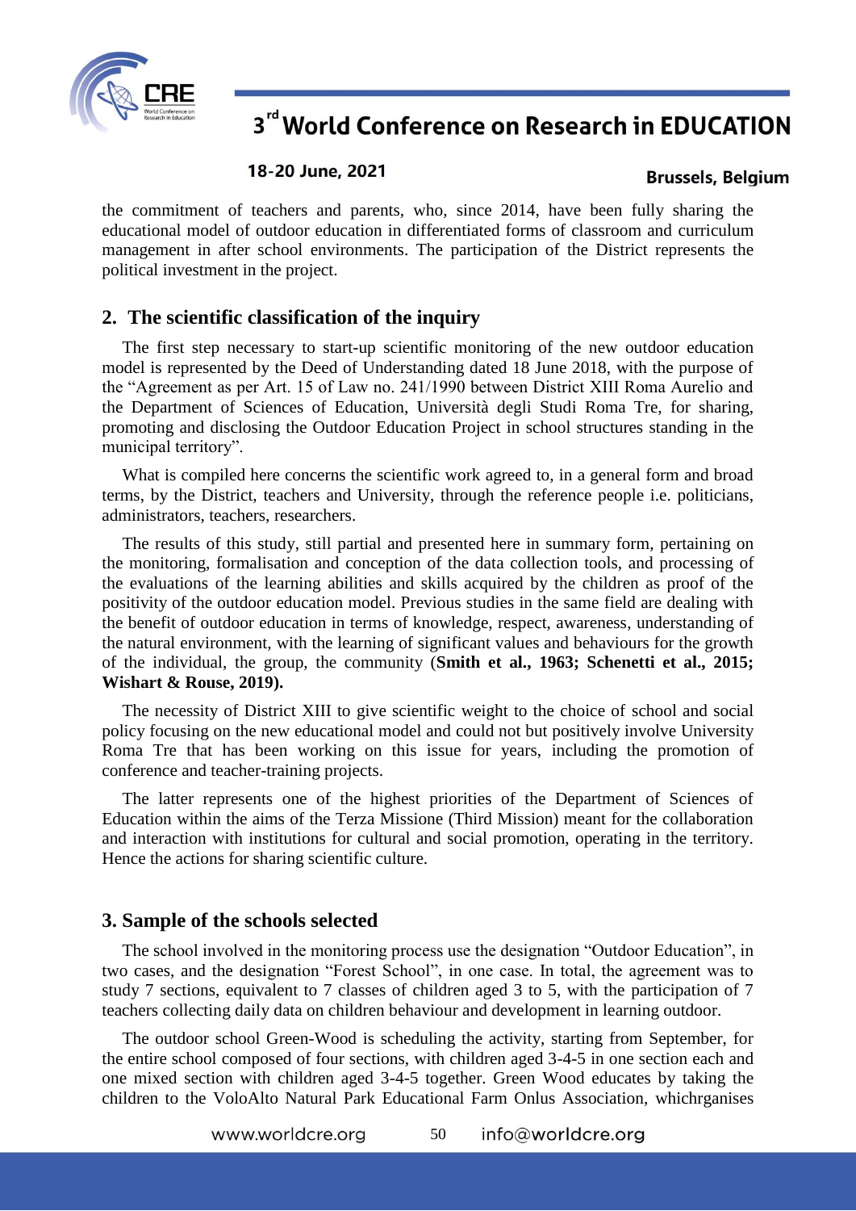the commitment of teachers and parents, who, since 2014, have been fully sharing the educational model of outdoor education in differentiated forms of classroom and curriculum management in after school environments. The participation of the District represents the political investment in the project.

## 2. The scientific classification of the inquiry

The first step necessary to start-up scientific monitoring of the new outdoor education model is represented by the Deed of Understanding dated 18 June 2018, with the purpose of the "Agreement as per Art. 15 of Law no. 241/1990 between District XIII Roma Aurelio and the Department of Sciences of Education, Università degli Studi Roma Tre, for sharing, promoting and disclosing the Outdoor Education Project in school structures standing in the municipal territory".

What is compiled here concerns the scientific work agreed to, in a general form and broad terms, by the District, teachers and University, through the reference people i.e. politicians, administrators, teachers, researchers.

The results of this study, still partial and presented here in summary form, pertaining on the monitoring, formalisation and conception of the data collection tools, and processing of the evaluations of the learning abilities and skills acquired by the children as proof of the positivity of the outdoor education model. Previous studies in the same field are dealing with the benefit of outdoor education in terms of knowledge, respect, awareness, understanding of the natural environment, with the learning of significant values and behaviours for the growth of the individual, the group, the community (**Smith et al., 1963; Schenetti et al., 2015; Wishart & Rouse, 2019).**

The necessity of District XIII to give scientific weight to the choice of school and social policy focusing on the new educational model and could not but positively involve University Roma Tre that has been working on this issue for years, including the promotion of conference and teacher-training projects.

The latter represents one of the highest priorities of the Department of Sciences of Education within the aims of the Terza Missione (Third Mission) meant for the collaboration and interaction with institutions for cultural and social promotion, operating in the territory. Hence the actions for sharing scientific culture.

## 3. Sample of the schools selected

The school involved in the monitoring process use the designation "Outdoor Education", in two cases, and the designation "Forest School", in one case. In total, the agreement was to study 7 sections, equivalent to 7 classes of children aged 3 to 5, with the participation of 7 teachers collecting daily data on children behaviour and development in learning outdoor.

The outdoor school Green-Wood is scheduling the activity, starting from September, for the entire school composed of four sections, with children aged 3-4-5 in one section each and one mixed section with children aged 3-4-5 together. Green Wood educates by taking the children to the VoloAlto Natural Park Educational Farm Onlus Association, whichrganises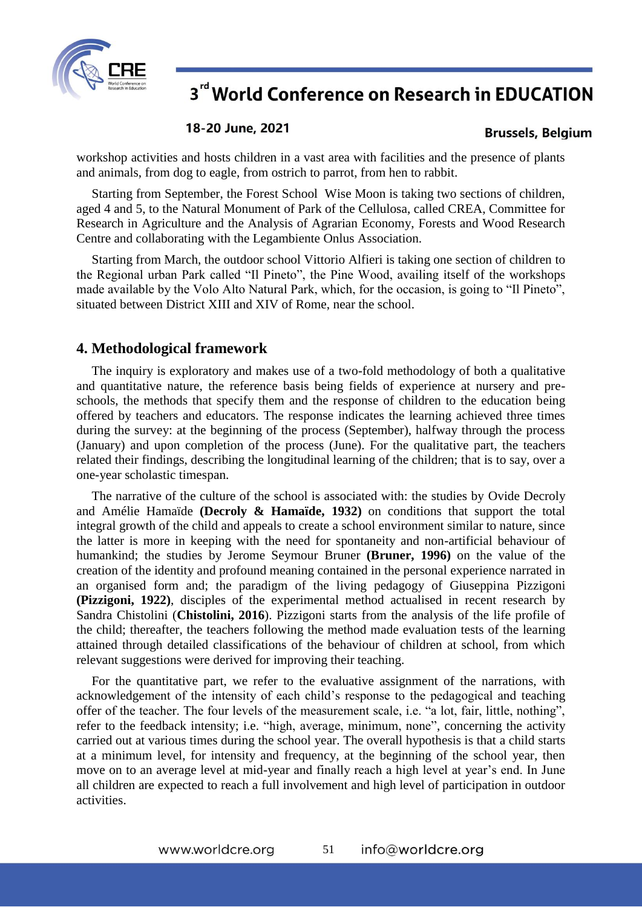workshop activities and hosts children in a vast area with facilities and the presence of plants and animals, from dog to eagle, from ostrich to parrot, from hen to rabbit.

Starting from September, the Forest School Wise Moon is taking two sections of children, aged 4 and 5, to the Natural Monument of Park of the Cellulosa, called CREA, Committee for Research in Agriculture and the Analysis of Agrarian Economy, Forests and Wood Research Centre and collaborating with the Legambiente Onlus Association.

Starting from March, the outdoor school Vittorio Alfieri is taking one section of children to the Regional urban Park called "Il Pineto", the Pine Wood, availing itself of the workshops made available by the Volo Alto Natural Park, which, for the occasion, is going to "Il Pineto", situated between District XIII and XIV of Rome, near the school.

## 4. Methodological framework

The inquiry is exploratory and makes use of a two-fold methodology of both a qualitative and quantitative nature, the reference basis being fields of experience at nursery and pre-schools, the methods that specify them and the response of children to the education being offered by teachers and educators. The response indicates the learning achieved three times during the survey: at the beginning of the process (September), halfway through the process (January) and upon completion of the process (June). For the qualitative part, the teachers related their findings, describing the longitudinal learning of the children; that is to say, over a one-year scholastic timespan.

The narrative of the culture of the school is associated with: the studies by Ovide Decroly and Amélie Hamaïde **(Decroly & Hamaïde, 1932)** on conditions that support the total integral growth of the child and appeals to create a school environment similar to nature, since the latter is more in keeping with the need for spontaneity and non-artificial behaviour of humankind; the studies by Jerome Seymour Bruner **(Bruner, 1996)** on the value of the creation of the identity and profound meaning contained in the personal experience narrated in an organised form and; the paradigm of the living pedagogy of Giuseppina Pizzigoni **(Pizzigoni, 1922)**, disciples of the experimental method actualised in recent research by Sandra Chistolini (**Chistolini, 2016**). Pizzigoni starts from the analysis of the life profile of the child; thereafter, the teachers following the method made evaluation tests of the learning attained through detailed classifications of the behaviour of children at school, from which relevant suggestions were derived for improving their teaching.

For the quantitative part, we refer to the evaluative assignment of the narrations, with acknowledgement of the intensity of each child's response to the pedagogical and teaching offer of the teacher. The four levels of the measurement scale, i.e. "a lot, fair, little, nothing", refer to the feedback intensity; i.e. "high, average, minimum, none", concerning the activity carried out at various times during the school year. The overall hypothesis is that a child starts at a minimum level, for intensity and frequency, at the beginning of the school year, then move on to an average level at mid-year and finally reach a high level at year's end. In June all children are expected to reach a full involvement and high level of participation in outdoor activities.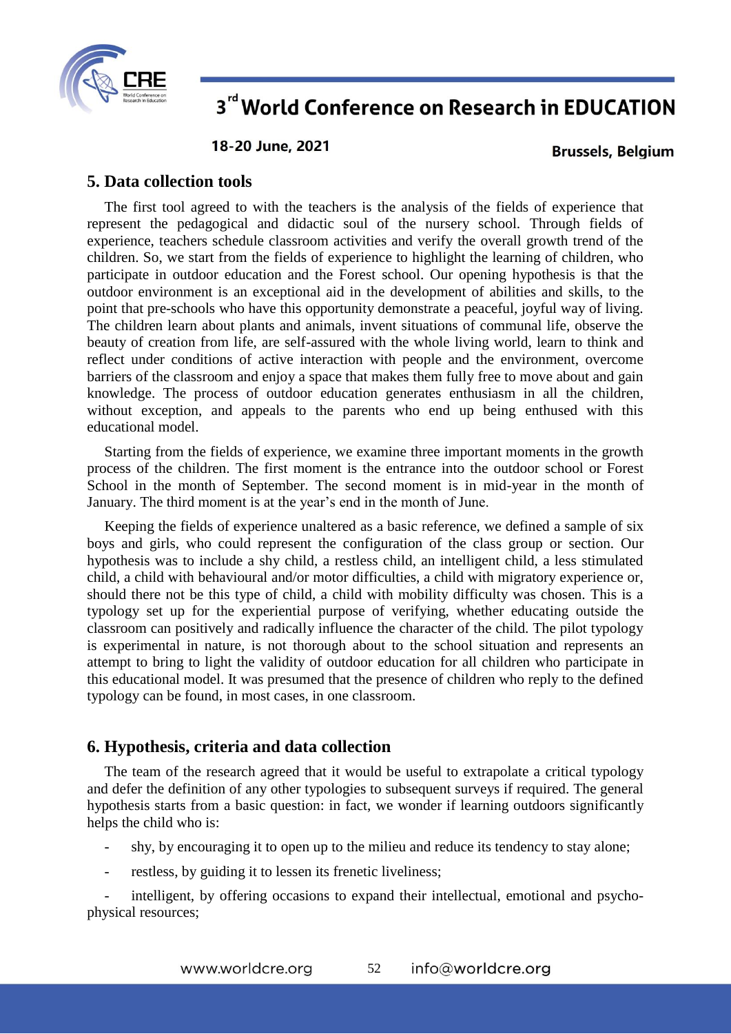## 5. Data collection tools

The first tool agreed to with the teachers is the analysis of the fields of experience that represent the pedagogical and didactic soul of the nursery school. Through fields of experience, teachers schedule classroom activities and verify the overall growth trend of the children. So, we start from the fields of experience to highlight the learning of children, who participate in outdoor education and the Forest school. Our opening hypothesis is that the outdoor environment is an exceptional aid in the development of abilities and skills, to the point that pre-schools who have this opportunity demonstrate a peaceful, joyful way of living. The children learn about plants and animals, invent situations of communal life, observe the beauty of creation from life, are self-assured with the whole living world, learn to think and reflect under conditions of active interaction with people and the environment, overcome barriers of the classroom and enjoy a space that makes them fully free to move about and gain knowledge. The process of outdoor education generates enthusiasm in all the children, without exception, and appeals to the parents who end up being enthused with this educational model.

Starting from the fields of experience, we examine three important moments in the growth process of the children. The first moment is the entrance into the outdoor school or Forest School in the month of September. The second moment is in mid-year in the month of January. The third moment is at the year's end in the month of June.

Keeping the fields of experience unaltered as a basic reference, we defined a sample of six boys and girls, who could represent the configuration of the class group or section. Our hypothesis was to include a shy child, a restless child, an intelligent child, a less stimulated child, a child with behavioural and/or motor difficulties, a child with migratory experience or, should there not be this type of child, a child with mobility difficulty was chosen. This is a typology set up for the experiential purpose of verifying, whether educating outside the classroom can positively and radically influence the character of the child. The pilot typology is experimental in nature, is not thorough about to the school situation and represents an attempt to bring to light the validity of outdoor education for all children who participate in this educational model. It was presumed that the presence of children who reply to the defined typology can be found, in most cases, in one classroom.

## 6. Hypothesis, criteria and data collection

The team of the research agreed that it would be useful to extrapolate a critical typology and defer the definition of any other typologies to subsequent surveys if required. The general hypothesis starts from a basic question: in fact, we wonder if learning outdoors significantly helps the child who is:

- shy, by encouraging it to open up to the milieu and reduce its tendency to stay alone;
- restless, by guiding it to lessen its frenetic liveliness;
- intelligent, by offering occasions to expand their intellectual, emotional and psycho-physical resources;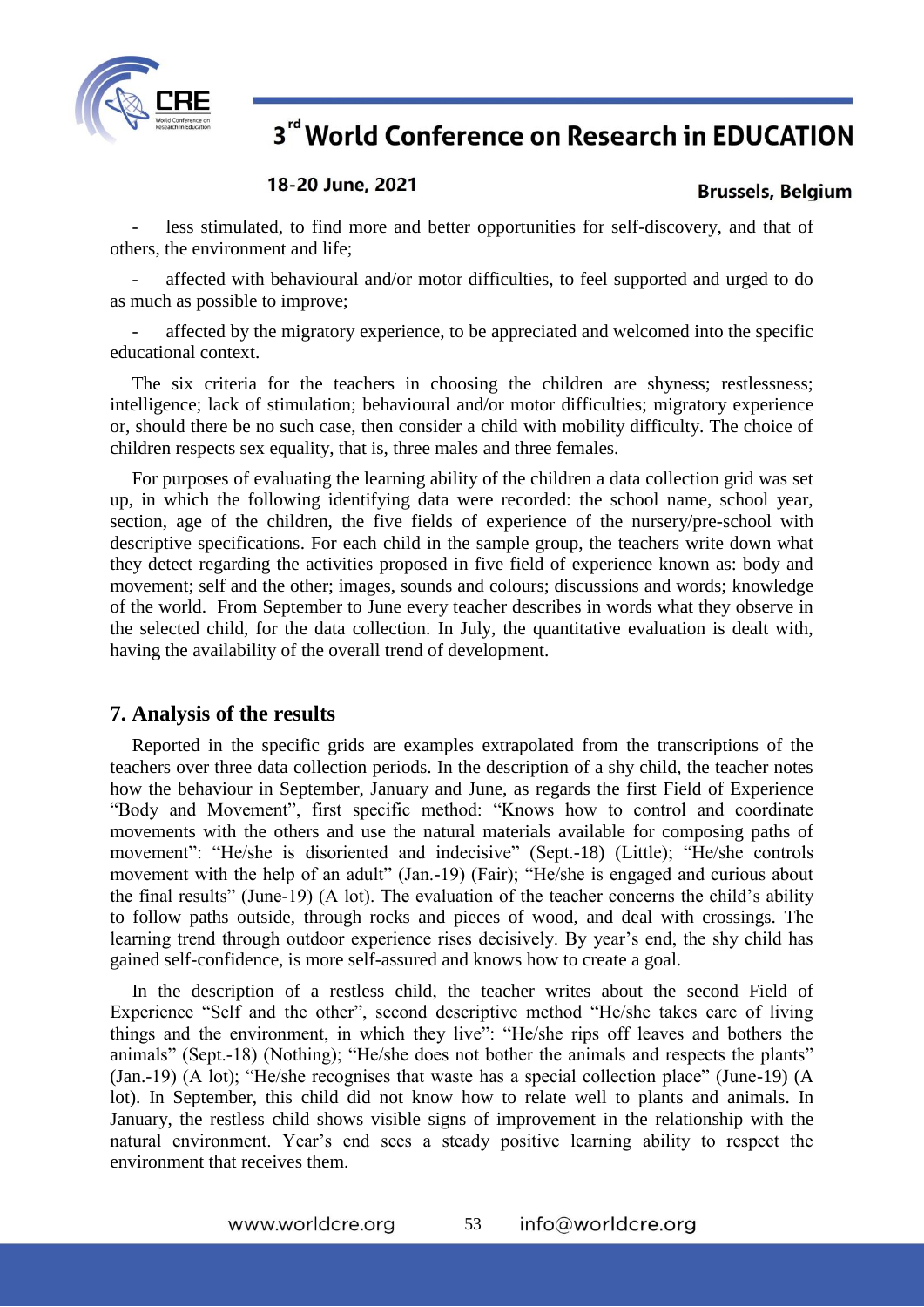- less stimulated, to find more and better opportunities for self-discovery, and that of others, the environment and life;
- affected with behavioural and/or motor difficulties, to feel supported and urged to do as much as possible to improve;
- affected by the migratory experience, to be appreciated and welcomed into the specific educational context.

The six criteria for the teachers in choosing the children are shyness; restlessness; intelligence; lack of stimulation; behavioural and/or motor difficulties; migratory experience or, should there be no such case, then consider a child with mobility difficulty. The choice of children respects sex equality, that is, three males and three females.

For purposes of evaluating the learning ability of the children a data collection grid was set up, in which the following identifying data were recorded: the school name, school year, section, age of the children, the five fields of experience of the nursery/pre-school with descriptive specifications. For each child in the sample group, the teachers write down what they detect regarding the activities proposed in five field of experience known as: body and movement; self and the other; images, sounds and colours; discussions and words; knowledge of the world. From September to June every teacher describes in words what they observe in the selected child, for the data collection. In July, the quantitative evaluation is dealt with, having the availability of the overall trend of development.

## 7. Analysis of the results

Reported in the specific grids are examples extrapolated from the transcriptions of the teachers over three data collection periods. In the description of a shy child, the teacher notes how the behaviour in September, January and June, as regards the first Field of Experience "Body and Movement", first specific method: "Knows how to control and coordinate movements with the others and use the natural materials available for composing paths of movement": "He/she is disoriented and indecisive" (Sept.-18) (Little); "He/she controls movement with the help of an adult" (Jan.-19) (Fair); "He/she is engaged and curious about the final results" (June-19) (A lot). The evaluation of the teacher concerns the child's ability to follow paths outside, through rocks and pieces of wood, and deal with crossings. The learning trend through outdoor experience rises decisively. By year's end, the shy child has gained self-confidence, is more self-assured and knows how to create a goal.

In the description of a restless child, the teacher writes about the second Field of Experience "Self and the other", second descriptive method "He/she takes care of living things and the environment, in which they live": "He/she rips off leaves and bothers the animals" (Sept.-18) (Nothing); "He/she does not bother the animals and respects the plants" (Jan.-19) (A lot); "He/she recognises that waste has a special collection place" (June-19) (A lot). In September, this child did not know how to relate well to plants and animals. In January, the restless child shows visible signs of improvement in the relationship with the natural environment. Year's end sees a steady positive learning ability to respect the environment that receives them.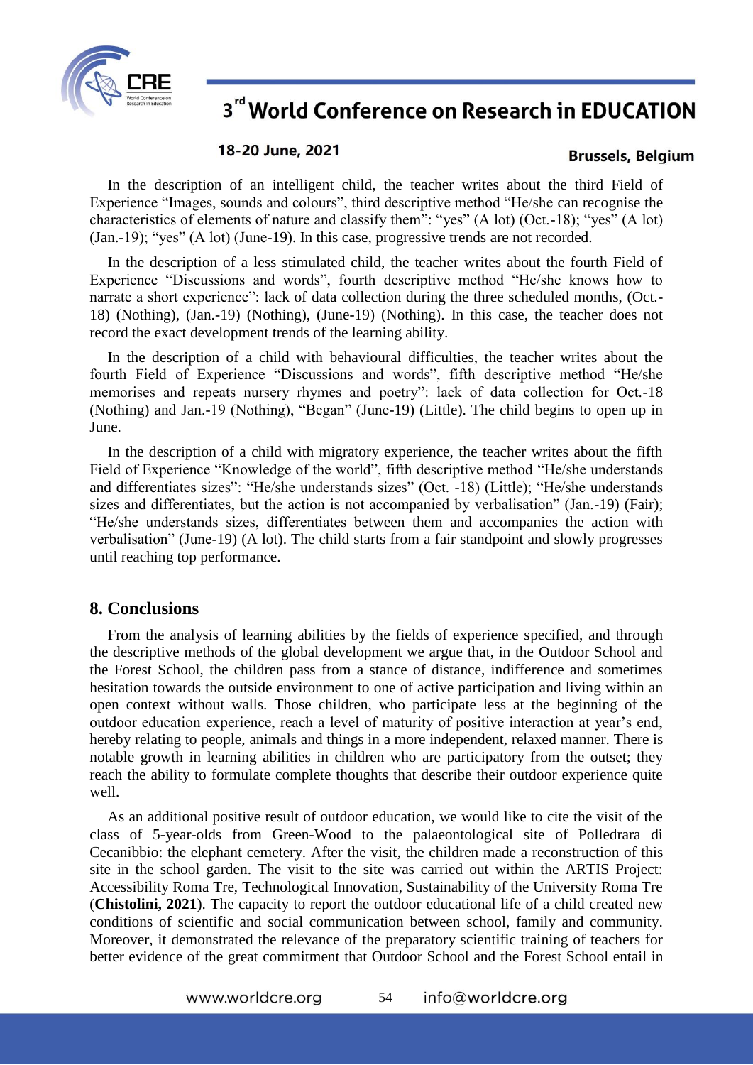In the description of an intelligent child, the teacher writes about the third Field of Experience "Images, sounds and colours", third descriptive method "He/she can recognise the characteristics of elements of nature and classify them": "yes" (A lot) (Oct.-18); "yes" (A lot) (Jan.-19); "yes" (A lot) (June-19). In this case, progressive trends are not recorded.

In the description of a less stimulated child, the teacher writes about the fourth Field of Experience "Discussions and words", fourth descriptive method "He/she knows how to narrate a short experience": lack of data collection during the three scheduled months, (Oct.-18) (Nothing), (Jan.-19) (Nothing), (June-19) (Nothing). In this case, the teacher does not record the exact development trends of the learning ability.

In the description of a child with behavioural difficulties, the teacher writes about the fourth Field of Experience "Discussions and words", fifth descriptive method "He/she memorises and repeats nursery rhymes and poetry": lack of data collection for Oct.-18 (Nothing) and Jan.-19 (Nothing), "Began" (June-19) (Little). The child begins to open up in June.

In the description of a child with migratory experience, the teacher writes about the fifth Field of Experience "Knowledge of the world", fifth descriptive method "He/she understands and differentiates sizes": "He/she understands sizes" (Oct. -18) (Little); "He/she understands sizes and differentiates, but the action is not accompanied by verbalisation" (Jan.-19) (Fair); "He/she understands sizes, differentiates between them and accompanies the action with verbalisation" (June-19) (A lot). The child starts from a fair standpoint and slowly progresses until reaching top performance.

## 8. Conclusions

From the analysis of learning abilities by the fields of experience specified, and through the descriptive methods of the global development we argue that, in the Outdoor School and the Forest School, the children pass from a stance of distance, indifference and sometimes hesitation towards the outside environment to one of active participation and living within an open context without walls. Those children, who participate less at the beginning of the outdoor education experience, reach a level of maturity of positive interaction at year's end, hereby relating to people, animals and things in a more independent, relaxed manner. There is notable growth in learning abilities in children who are participatory from the outset; they reach the ability to formulate complete thoughts that describe their outdoor experience quite well.

As an additional positive result of outdoor education, we would like to cite the visit of the class of 5-year-olds from Green-Wood to the palaeontological site of Polledrara di Cecanibbio: the elephant cemetery. After the visit, the children made a reconstruction of this site in the school garden. The visit to the site was carried out within the ARTIS Project: Accessibility Roma Tre, Technological Innovation, Sustainability of the University Roma Tre (**Chistolini, 2021**). The capacity to report the outdoor educational life of a child created new conditions of scientific and social communication between school, family and community. Moreover, it demonstrated the relevance of the preparatory scientific training of teachers for better evidence of the great commitment that Outdoor School and the Forest School entail in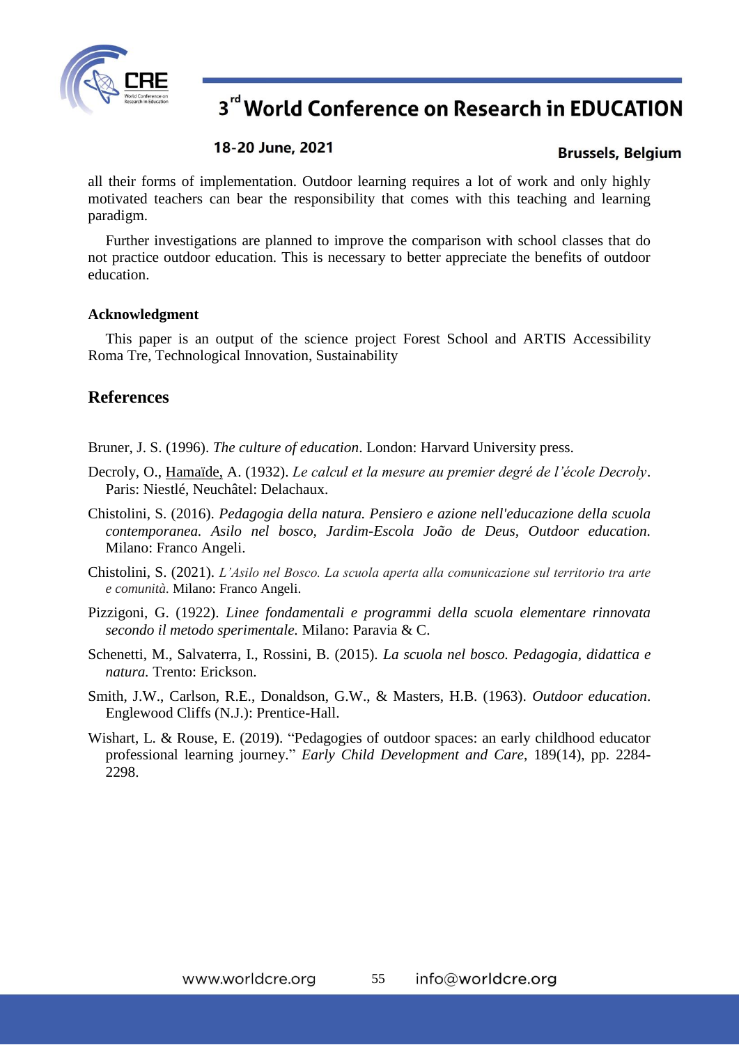all their forms of implementation. Outdoor learning requires a lot of work and only highly motivated teachers can bear the responsibility that comes with this teaching and learning paradigm.

Further investigations are planned to improve the comparison with school classes that do not practice outdoor education. This is necessary to better appreciate the benefits of outdoor education.

**Acknowledgment**

This paper is an output of the science project Forest School and ARTIS Accessibility Roma Tre, Technological Innovation, Sustainability

## References

Bruner, J. S. (1996). *The culture of education*. London: Harvard University press.

Decroly, O., Hamaïde, A. (1932). *Le calcul et la mesure au premier degré de l'école Decroly*. Paris: Niestlé, Neuchâtel: Delachaux.

Chistolini, S. (2016). *Pedagogia della natura. Pensiero e azione nell'educazione della scuola contemporanea. Asilo nel bosco, Jardim-Escola João de Deus, Outdoor education.* Milano: Franco Angeli.

Chistolini, S. (2021). *L'Asilo nel Bosco. La scuola aperta alla comunicazione sul territorio tra arte e comunità.* Milano: Franco Angeli.

Pizzigoni, G. (1922). *Linee fondamentali e programmi della scuola elementare rinnovata secondo il metodo sperimentale.* Milano: Paravia & C.

Schenetti, M., Salvaterra, I., Rossini, B. (2015). *La scuola nel bosco. Pedagogia, didattica e natura.* Trento: Erickson.

Smith, J.W., Carlson, R.E., Donaldson, G.W., & Masters, H.B. (1963). *Outdoor education*. Englewood Cliffs (N.J.): Prentice-Hall.

Wishart, L. & Rouse, E. (2019). "Pedagogies of outdoor spaces: an early childhood educator professional learning journey." *Early Child Development and Care*, 189(14), pp. 2284-2298.